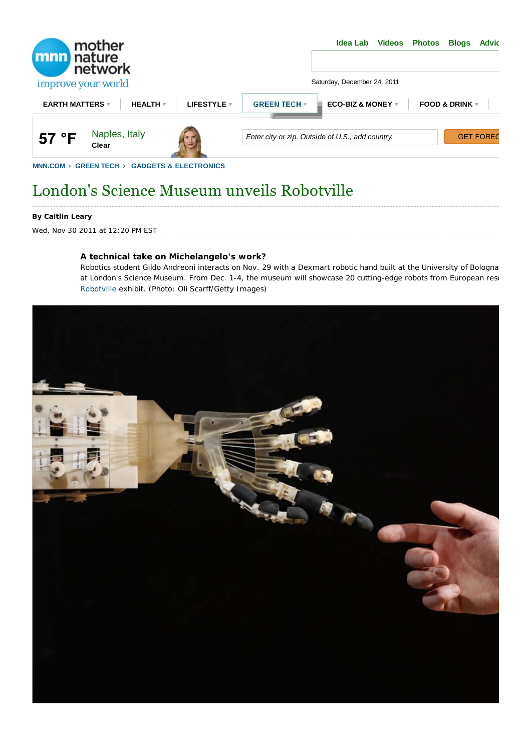mother nature network

improve your world

Idea Lab Videos Photos Blogs Advic

Saturday, December 24, 2011

EARTH MATTERS HEALTH LIFESTYLE GREEN TECH ECO-BIZ & MONEY FOOD & DRINK

57 °F Naples, Italy
Clear

Enter city or zip. Outside of U.S., add country. GET FOREC

MNN.COM › GREEN TECH › GADGETS & ELECTRONICS

# London's Science Museum unveils Robotville

**By Caitlin Leary**

Wed, Nov 30 2011 at 12:20 PM EST

**A technical take on Michelangelo's work?**

Robotics student Gildo Andreoni interacts on Nov. 29 with a Dexmart robotic hand built at the University of Bologna at London's Science Museum. From Dec. 1-4, the museum will showcase 20 cutting-edge robots from European res Robotville exhibit. (Photo: Oli Scarff/Getty Images)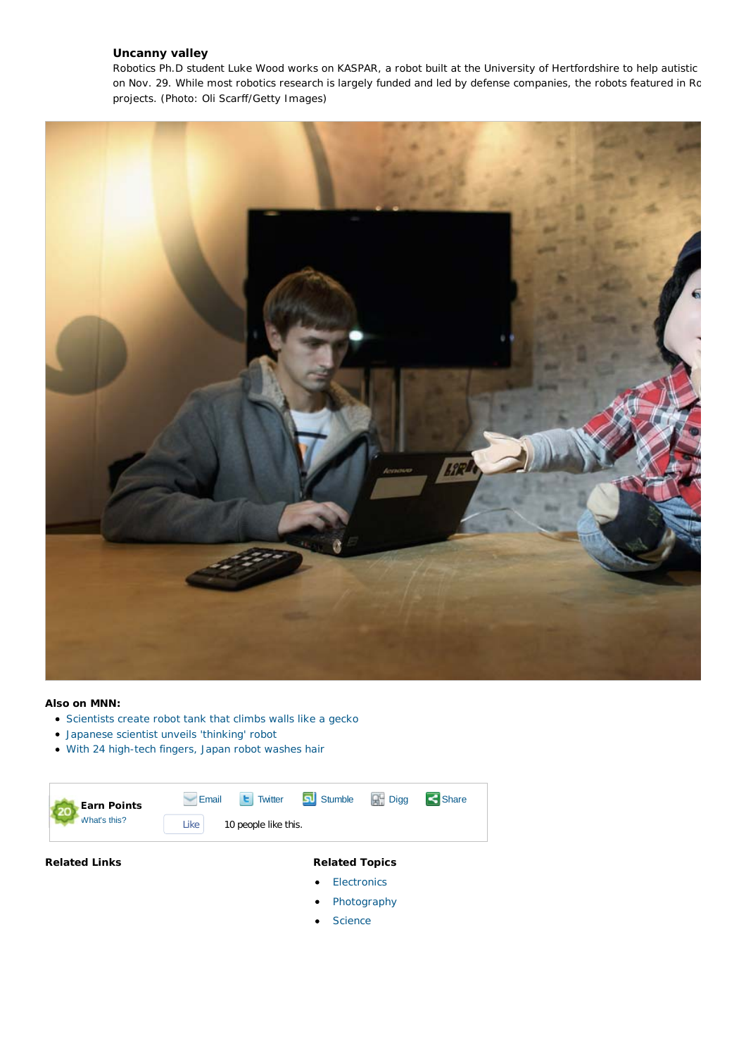**Uncanny valley**

Robotics Ph.D student Luke Wood works on KASPAR, a robot built at the University of Hertfordshire to help autistic on Nov. 29. While most robotics research is largely funded and led by defense companies, the robots featured in Ro projects. (Photo: Oli Scarff/Getty Images)

**Also on MNN:**

- Scientists create robot tank that climbs walls like a gecko
- Japanese scientist unveils 'thinking' robot
- With 24 high-tech fingers, Japan robot washes hair

**Earn Points**
What's this?

Email Twitter Stumble Digg Share

Like 10 people like this.

**Related Links**

**Related Topics**

- Electronics
- Photography
- Science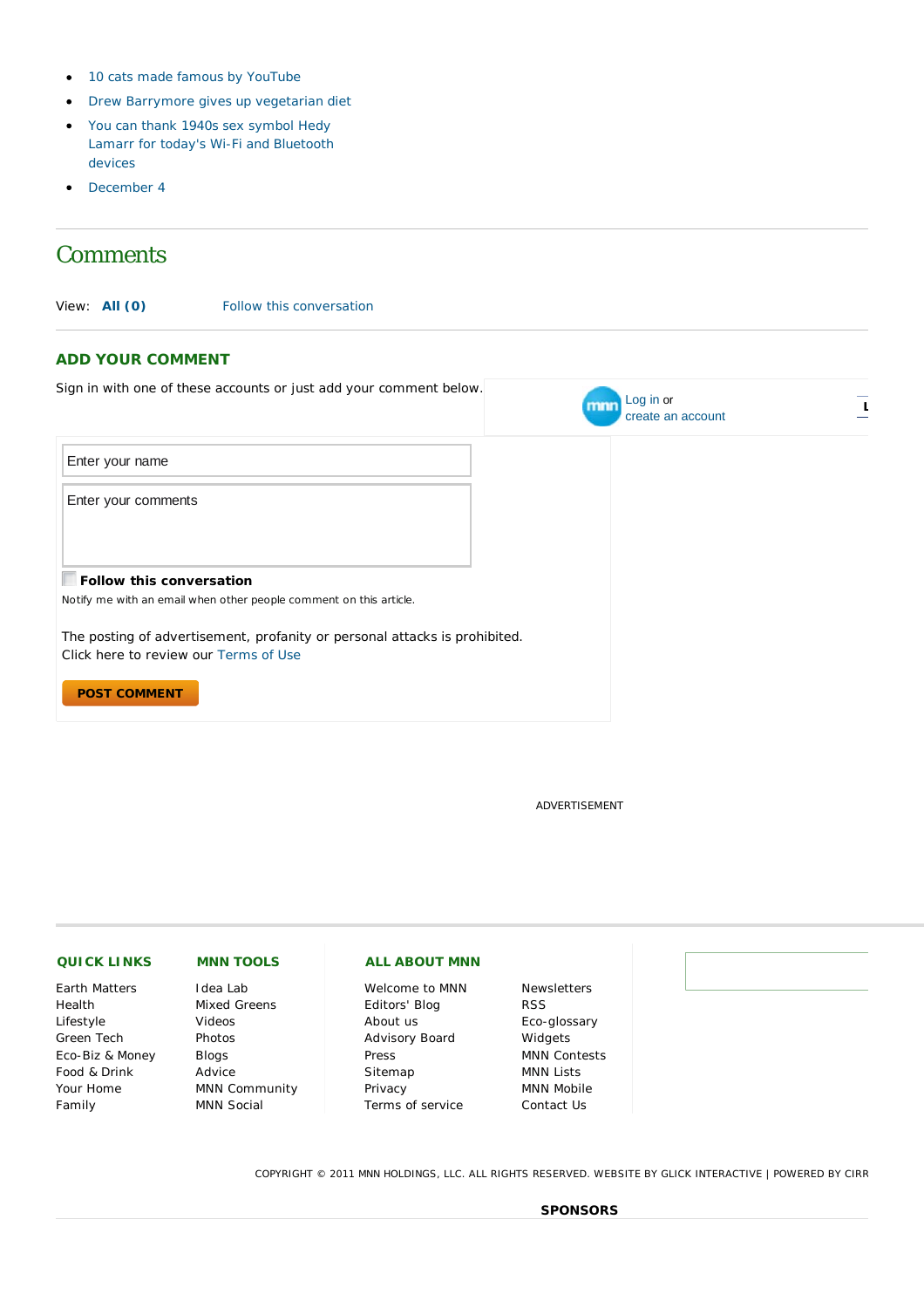- 10 cats made famous by YouTube
- Drew Barrymore gives up vegetarian diet
- You can thank 1940s sex symbol Hedy Lamarr for today's Wi-Fi and Bluetooth devices
- December 4

## Comments

View: **All (0)** Follow this conversation

### ADD YOUR COMMENT

Sign in with one of these accounts or just add your comment below.

Log in or create an account

Enter your name

Enter your comments

**Follow this conversation**

Notify me with an email when other people comment on this article.

The posting of advertisement, profanity or personal attacks is prohibited.
Click here to review our Terms of Use

**POST COMMENT**

ADVERTISEMENT

**QUICK LINKS**

Earth Matters
Health
Lifestyle
Green Tech
Eco-Biz & Money
Food & Drink
Your Home
Family

**MNN TOOLS**

Idea Lab
Mixed Greens
Videos
Photos
Blogs
Advice
MNN Community
MNN Social

**ALL ABOUT MNN**

Welcome to MNN
Editors' Blog
About us
Advisory Board
Press
Sitemap
Privacy
Terms of service
Newsletters
RSS
Eco-glossary
Widgets
MNN Contests
MNN Lists
MNN Mobile
Contact Us

COPYRIGHT © 2011 MNN HOLDINGS, LLC. ALL RIGHTS RESERVED. WEBSITE BY GLICK INTERACTIVE | POWERED BY CIRR

**SPONSORS**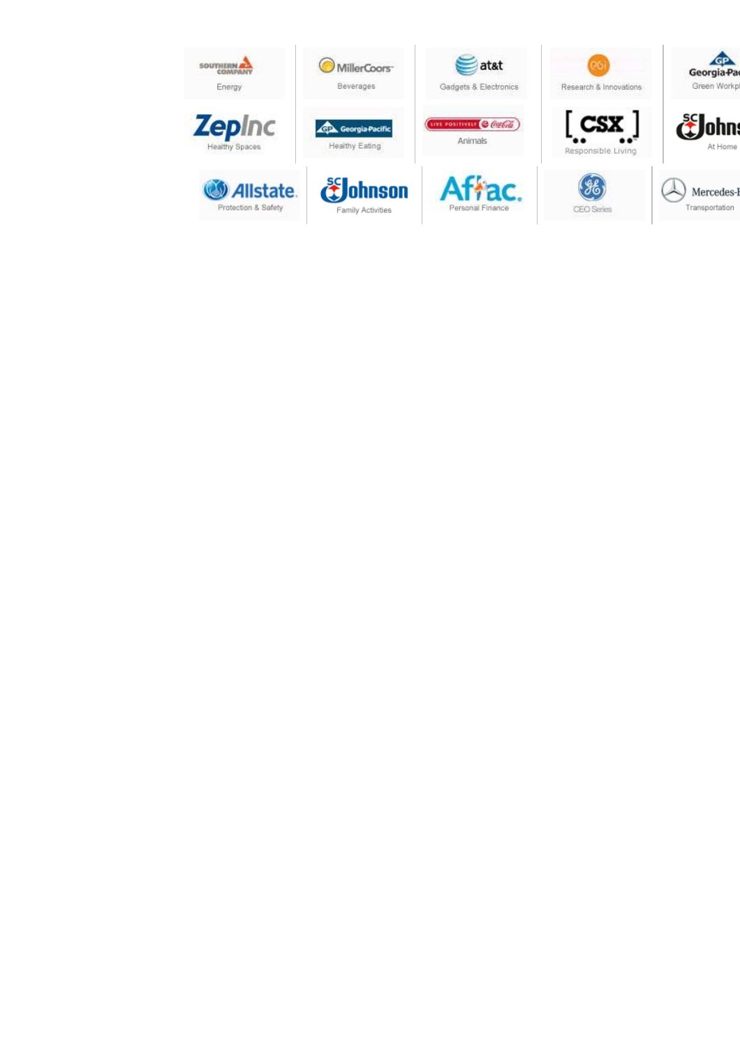Energy

Beverages

Gadgets & Electronics

Research & Innovations

Green Workpl

Healthy Spaces

Healthy Eating

Animals

Responsible Living

At Home

Protection & Safety

Family Activities

Personal Finance

CEO Series

Transportation